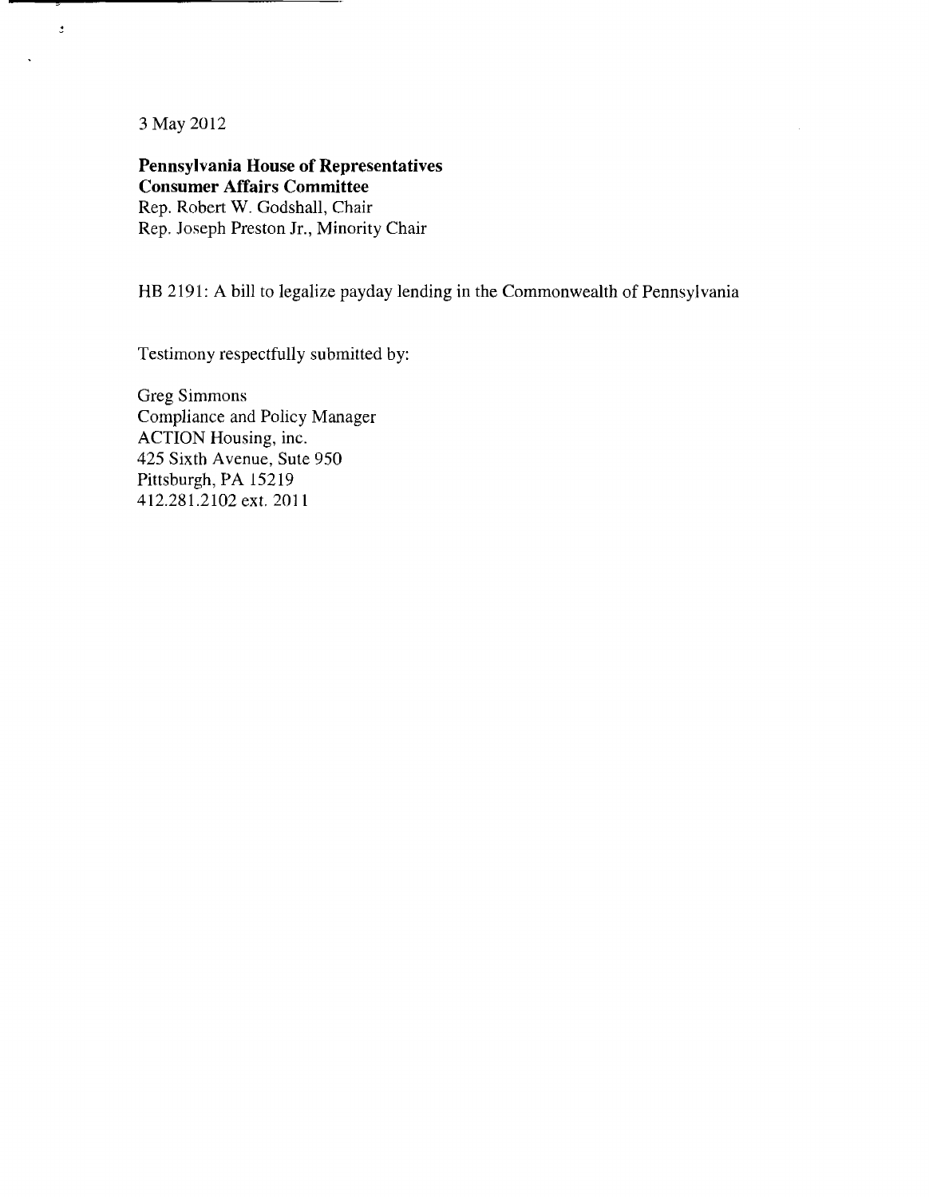3 May 2012

**Pennsylvania House of Representatives**
**Consumer Affairs Committee**
Rep. Robert W. Godshall, Chair
Rep. Joseph Preston Jr., Minority Chair

HB 2191: A bill to legalize payday lending in the Commonwealth of Pennsylvania

Testimony respectfully submitted by:

Greg Simmons
Compliance and Policy Manager
ACTION Housing, inc.
425 Sixth Avenue, Sute 950
Pittsburgh, PA 15219
412.281.2102 ext. 2011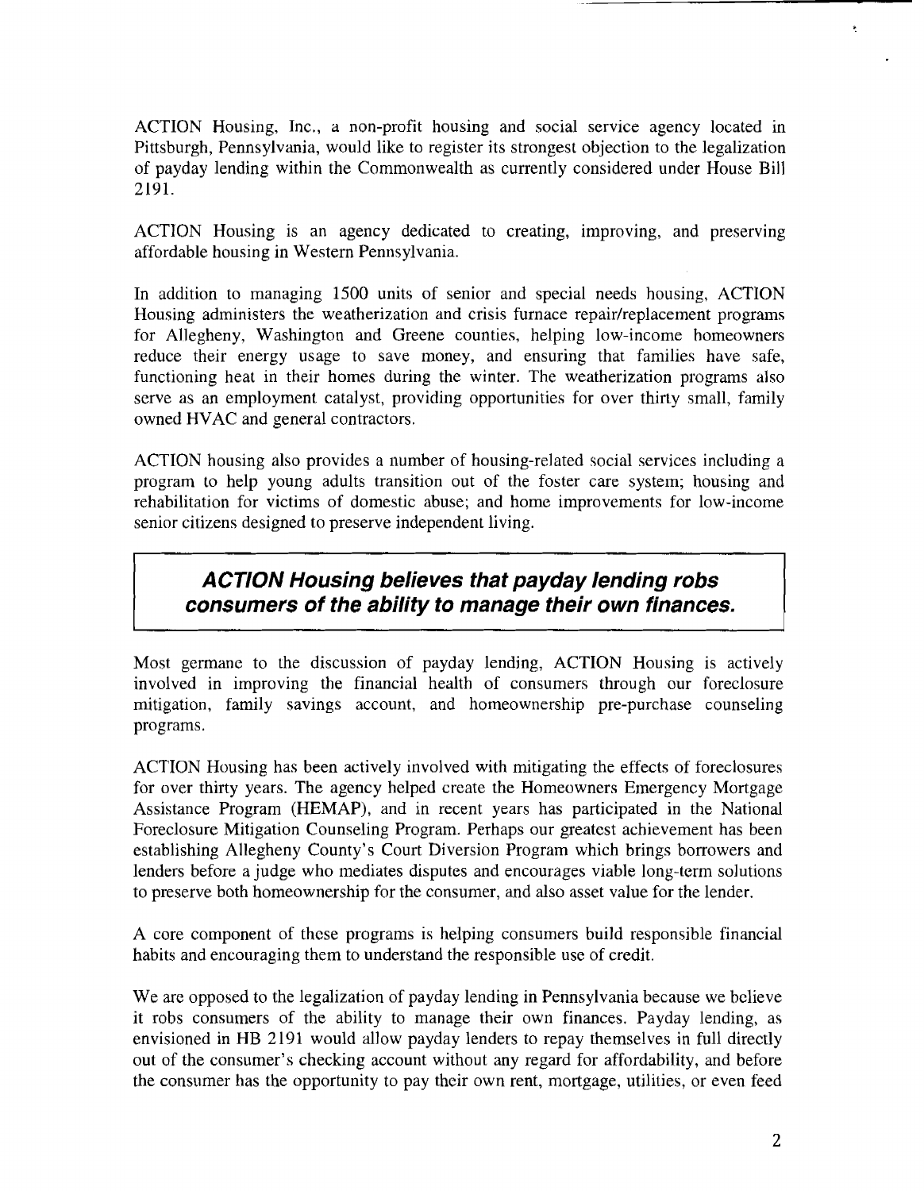ACTION Housing, Inc., a non-profit housing and social service agency located in Pittsburgh, Pennsylvania, would like to register its strongest objection to the legalization of payday lending within the Commonwealth as currently considered under House Bill 2191.

ACTION Housing is an agency dedicated to creating, improving, and preserving affordable housing in Western Pennsylvania.

In addition to managing 1500 units of senior and special needs housing, ACTION Housing administers the weatherization and crisis furnace repair/replacement programs for Allegheny, Washington and Greene counties, helping low-income homeowners reduce their energy usage to save money, and ensuring that families have safe, functioning heat in their homes during the winter. The weatherization programs also serve as an employment catalyst, providing opportunities for over thirty small, family owned HVAC and general contractors.

ACTION housing also provides a number of housing-related social services including a program to help young adults transition out of the foster care system; housing and rehabilitation for victims of domestic abuse; and home improvements for low-income senior citizens designed to preserve independent living.

> ***ACTION Housing believes that payday lending robs consumers of the ability to manage their own finances.***

Most germane to the discussion of payday lending, ACTION Housing is actively involved in improving the financial health of consumers through our foreclosure mitigation, family savings account, and homeownership pre-purchase counseling programs.

ACTION Housing has been actively involved with mitigating the effects of foreclosures for over thirty years. The agency helped create the Homeowners Emergency Mortgage Assistance Program (HEMAP), and in recent years has participated in the National Foreclosure Mitigation Counseling Program. Perhaps our greatest achievement has been establishing Allegheny County's Court Diversion Program which brings borrowers and lenders before a judge who mediates disputes and encourages viable long-term solutions to preserve both homeownership for the consumer, and also asset value for the lender.

A core component of these programs is helping consumers build responsible financial habits and encouraging them to understand the responsible use of credit.

We are opposed to the legalization of payday lending in Pennsylvania because we believe it robs consumers of the ability to manage their own finances. Payday lending, as envisioned in HB 2191 would allow payday lenders to repay themselves in full directly out of the consumer's checking account without any regard for affordability, and before the consumer has the opportunity to pay their own rent, mortgage, utilities, or even feed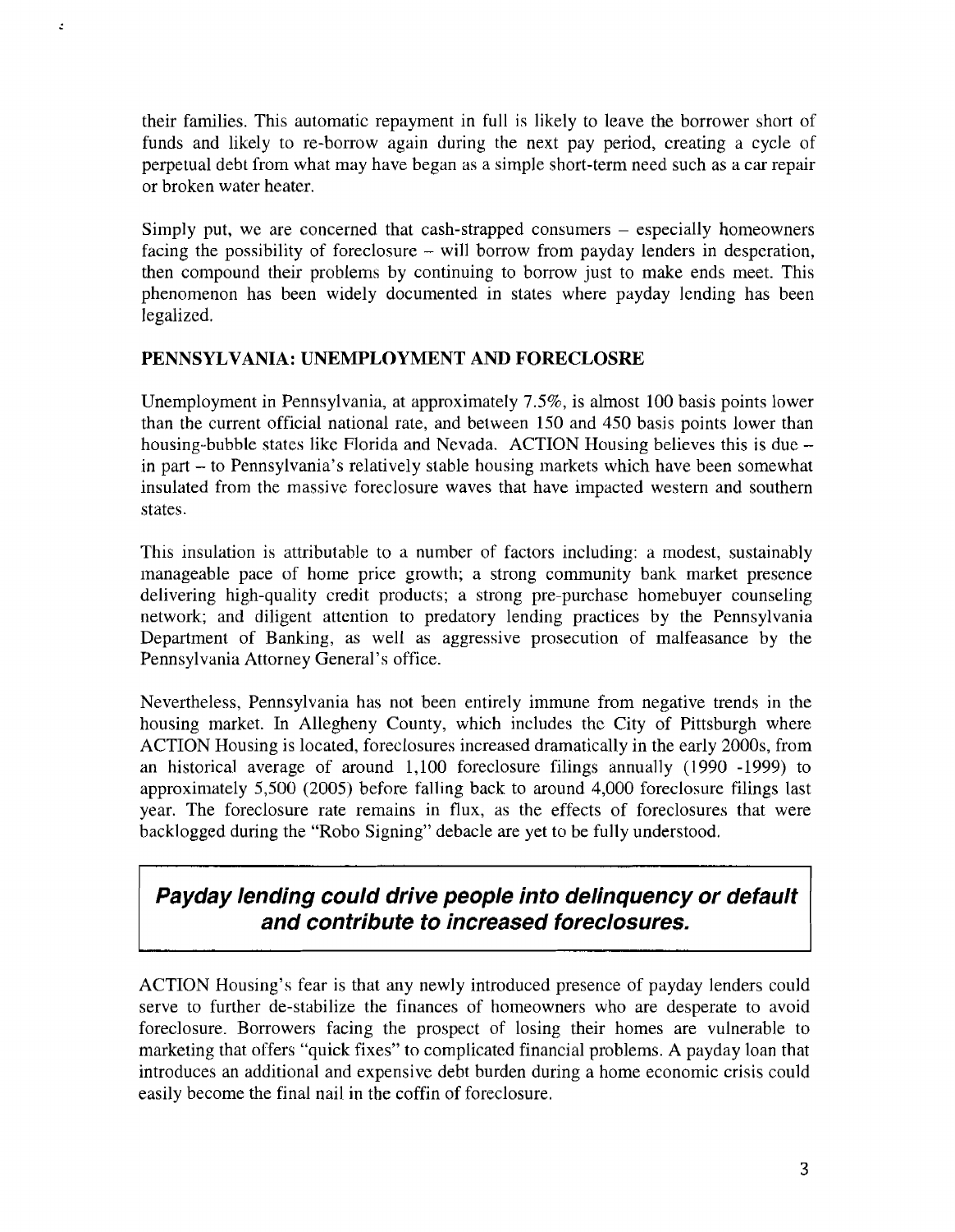their families. This automatic repayment in full is likely to leave the borrower short of funds and likely to re-borrow again during the next pay period, creating a cycle of perpetual debt from what may have began as a simple short-term need such as a car repair or broken water heater.

Simply put, we are concerned that cash-strapped consumers – especially homeowners facing the possibility of foreclosure – will borrow from payday lenders in desperation, then compound their problems by continuing to borrow just to make ends meet. This phenomenon has been widely documented in states where payday lending has been legalized.

## PENNSYLVANIA: UNEMPLOYMENT AND FORECLOSRE

Unemployment in Pennsylvania, at approximately 7.5%, is almost 100 basis points lower than the current official national rate, and between 150 and 450 basis points lower than housing-bubble states like Florida and Nevada. ACTION Housing believes this is due – in part – to Pennsylvania's relatively stable housing markets which have been somewhat insulated from the massive foreclosure waves that have impacted western and southern states.

This insulation is attributable to a number of factors including: a modest, sustainably manageable pace of home price growth; a strong community bank market presence delivering high-quality credit products; a strong pre-purchase homebuyer counseling network; and diligent attention to predatory lending practices by the Pennsylvania Department of Banking, as well as aggressive prosecution of malfeasance by the Pennsylvania Attorney General's office.

Nevertheless, Pennsylvania has not been entirely immune from negative trends in the housing market. In Allegheny County, which includes the City of Pittsburgh where ACTION Housing is located, foreclosures increased dramatically in the early 2000s, from an historical average of around 1,100 foreclosure filings annually (1990 -1999) to approximately 5,500 (2005) before falling back to around 4,000 foreclosure filings last year. The foreclosure rate remains in flux, as the effects of foreclosures that were backlogged during the "Robo Signing" debacle are yet to be fully understood.

> ***Payday lending could drive people into delinquency or default and contribute to increased foreclosures.***

ACTION Housing's fear is that any newly introduced presence of payday lenders could serve to further de-stabilize the finances of homeowners who are desperate to avoid foreclosure. Borrowers facing the prospect of losing their homes are vulnerable to marketing that offers "quick fixes" to complicated financial problems. A payday loan that introduces an additional and expensive debt burden during a home economic crisis could easily become the final nail in the coffin of foreclosure.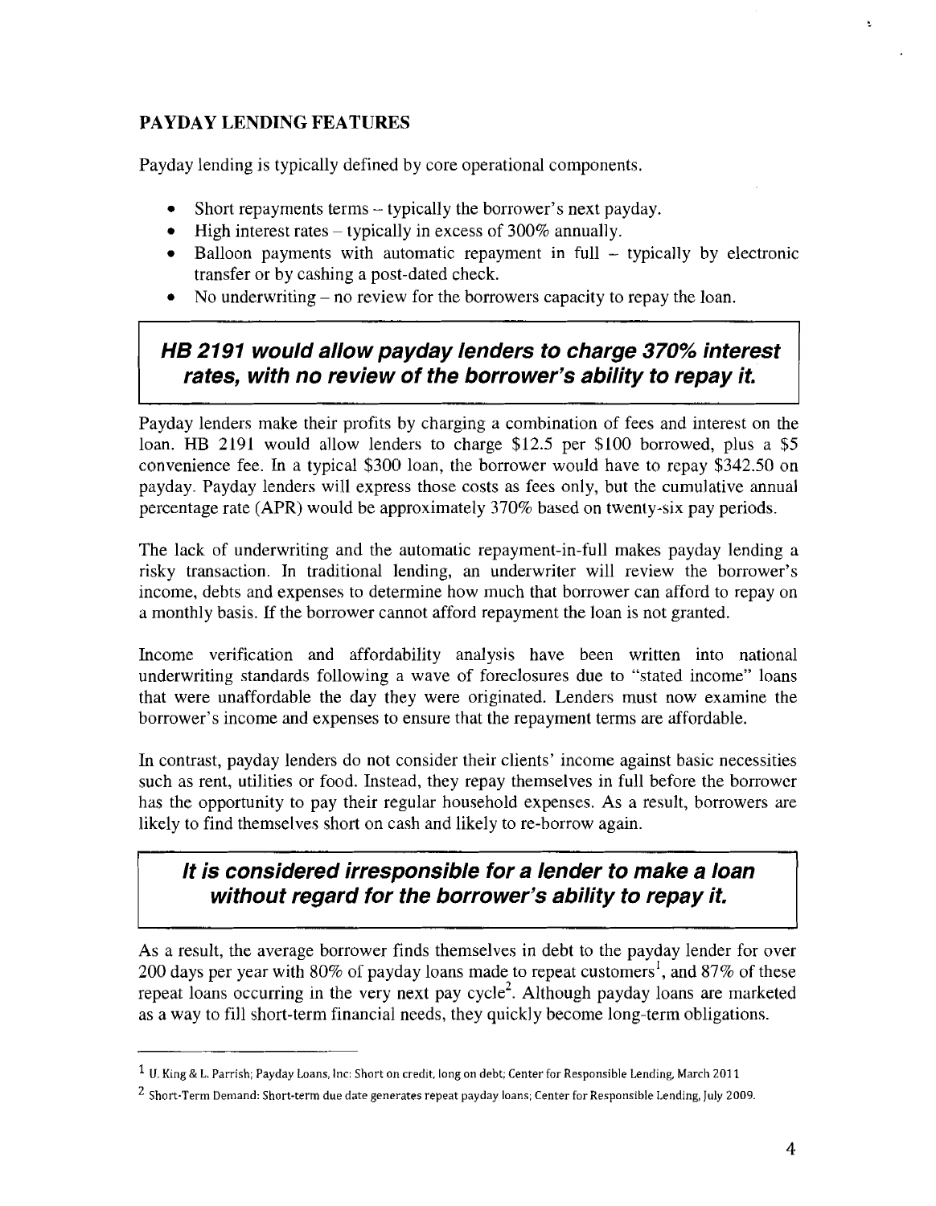## PAYDAY LENDING FEATURES

Payday lending is typically defined by core operational components.

- Short repayments terms – typically the borrower's next payday.
- High interest rates – typically in excess of 300% annually.
- Balloon payments with automatic repayment in full – typically by electronic transfer or by cashing a post-dated check.
- No underwriting – no review for the borrowers capacity to repay the loan.

> ***HB 2191 would allow payday lenders to charge 370% interest rates, with no review of the borrower's ability to repay it.***

Payday lenders make their profits by charging a combination of fees and interest on the loan. HB 2191 would allow lenders to charge $12.5 per $100 borrowed, plus a $5 convenience fee. In a typical $300 loan, the borrower would have to repay $342.50 on payday. Payday lenders will express those costs as fees only, but the cumulative annual percentage rate (APR) would be approximately 370% based on twenty-six pay periods.

The lack of underwriting and the automatic repayment-in-full makes payday lending a risky transaction. In traditional lending, an underwriter will review the borrower's income, debts and expenses to determine how much that borrower can afford to repay on a monthly basis. If the borrower cannot afford repayment the loan is not granted.

Income verification and affordability analysis have been written into national underwriting standards following a wave of foreclosures due to "stated income" loans that were unaffordable the day they were originated. Lenders must now examine the borrower's income and expenses to ensure that the repayment terms are affordable.

In contrast, payday lenders do not consider their clients' income against basic necessities such as rent, utilities or food. Instead, they repay themselves in full before the borrower has the opportunity to pay their regular household expenses. As a result, borrowers are likely to find themselves short on cash and likely to re-borrow again.

> ***It is considered irresponsible for a lender to make a loan without regard for the borrower's ability to repay it.***

As a result, the average borrower finds themselves in debt to the payday lender for over 200 days per year with 80% of payday loans made to repeat customers[1], and 87% of these repeat loans occurring in the very next pay cycle[2]. Although payday loans are marketed as a way to fill short-term financial needs, they quickly become long-term obligations.

---

[1] U. King & L. Parrish; Payday Loans, Inc: Short on credit, long on debt; Center for Responsible Lending, March 2011

[2] Short-Term Demand: Short-term due date generates repeat payday loans; Center for Responsible Lending, July 2009.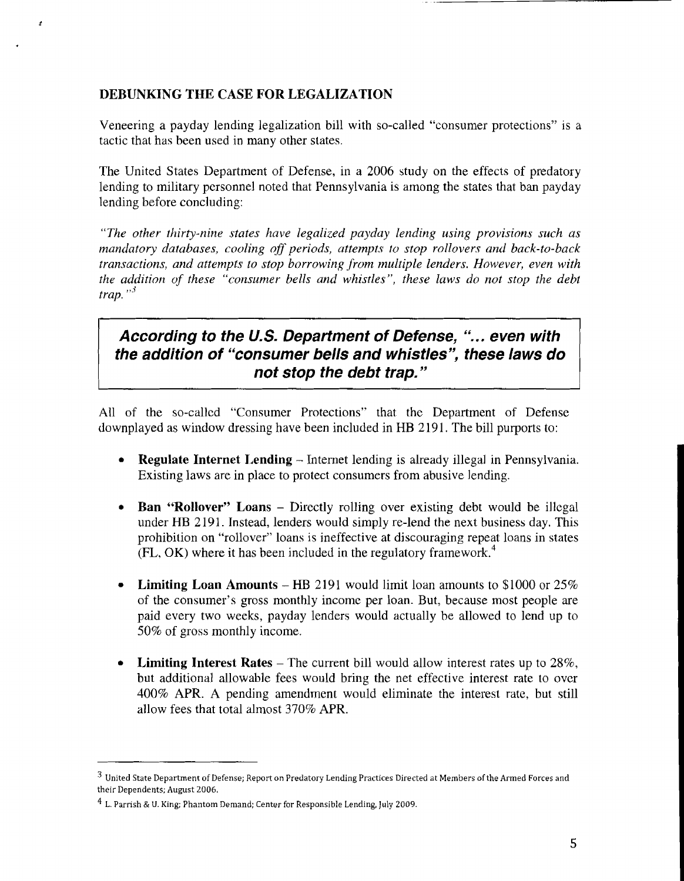## DEBUNKING THE CASE FOR LEGALIZATION

Veneering a payday lending legalization bill with so-called "consumer protections" is a tactic that has been used in many other states.

The United States Department of Defense, in a 2006 study on the effects of predatory lending to military personnel noted that Pennsylvania is among the states that ban payday lending before concluding:

*"The other thirty-nine states have legalized payday lending using provisions such as mandatory databases, cooling off periods, attempts to stop rollovers and back-to-back transactions, and attempts to stop borrowing from multiple lenders. However, even with the addition of these "consumer bells and whistles", these laws do not stop the debt trap."*[3]

> ***According to the U.S. Department of Defense, "... even with the addition of "consumer bells and whistles", these laws do not stop the debt trap."***

All of the so-called "Consumer Protections" that the Department of Defense downplayed as window dressing have been included in HB 2191. The bill purports to:

- **Regulate Internet Lending** – Internet lending is already illegal in Pennsylvania. Existing laws are in place to protect consumers from abusive lending.
- **Ban "Rollover" Loans** – Directly rolling over existing debt would be illegal under HB 2191. Instead, lenders would simply re-lend the next business day. This prohibition on "rollover" loans is ineffective at discouraging repeat loans in states (FL, OK) where it has been included in the regulatory framework.[4]
- **Limiting Loan Amounts** – HB 2191 would limit loan amounts to $1000 or 25% of the consumer's gross monthly income per loan. But, because most people are paid every two weeks, payday lenders would actually be allowed to lend up to 50% of gross monthly income.
- **Limiting Interest Rates** – The current bill would allow interest rates up to 28%, but additional allowable fees would bring the net effective interest rate to over 400% APR. A pending amendment would eliminate the interest rate, but still allow fees that total almost 370% APR.

---

[3] United State Department of Defense; Report on Predatory Lending Practices Directed at Members of the Armed Forces and their Dependents; August 2006.

[4] L. Parrish & U. King; Phantom Demand; Center for Responsible Lending, July 2009.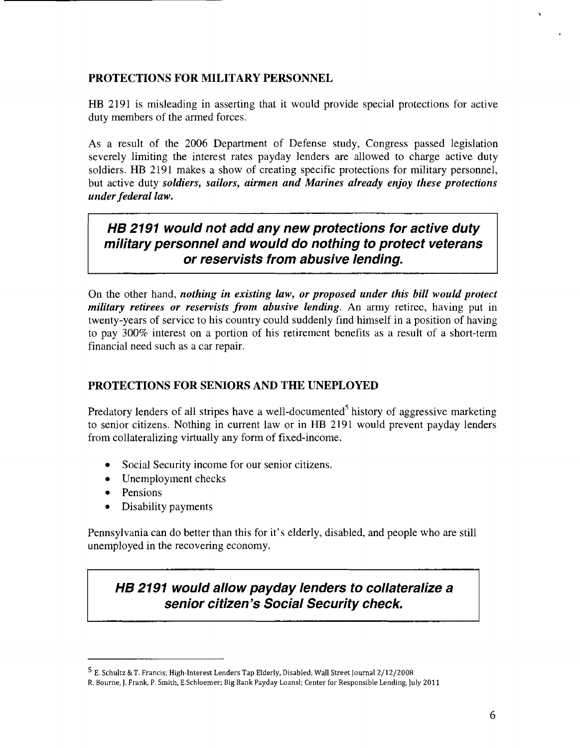## PROTECTIONS FOR MILITARY PERSONNEL

HB 2191 is misleading in asserting that it would provide special protections for active duty members of the armed forces.

As a result of the 2006 Department of Defense study, Congress passed legislation severely limiting the interest rates payday lenders are allowed to charge active duty soldiers. HB 2191 makes a show of creating specific protections for military personnel, but active duty ***soldiers, sailors, airmen and Marines already enjoy these protections under federal law.***

> ***HB 2191 would not add any new protections for active duty military personnel and would do nothing to protect veterans or reservists from abusive lending.***

On the other hand, ***nothing in existing law, or proposed under this bill would protect military retirees or reservists from abusive lending***. An army retiree, having put in twenty-years of service to his country could suddenly find himself in a position of having to pay 300% interest on a portion of his retirement benefits as a result of a short-term financial need such as a car repair.

## PROTECTIONS FOR SENIORS AND THE UNEPLOYED

Predatory lenders of all stripes have a well-documented[5] history of aggressive marketing to senior citizens. Nothing in current law or in HB 2191 would prevent payday lenders from collateralizing virtually any form of fixed-income.

- Social Security income for our senior citizens.
- Unemployment checks
- Pensions
- Disability payments

Pennsylvania can do better than this for it's elderly, disabled, and people who are still unemployed in the recovering economy.

> ***HB 2191 would allow payday lenders to collateralize a senior citizen's Social Security check.***

---

[5] E. Schultz & T. Francis; High-Interest Lenders Tap Elderly, Disabled; Wall Street Journal 2/12/2008
R. Bourne, J. Frank, P. Smith, E.Schloemer; Big Bank Payday Loansl; Center for Responsible Lending, July 2011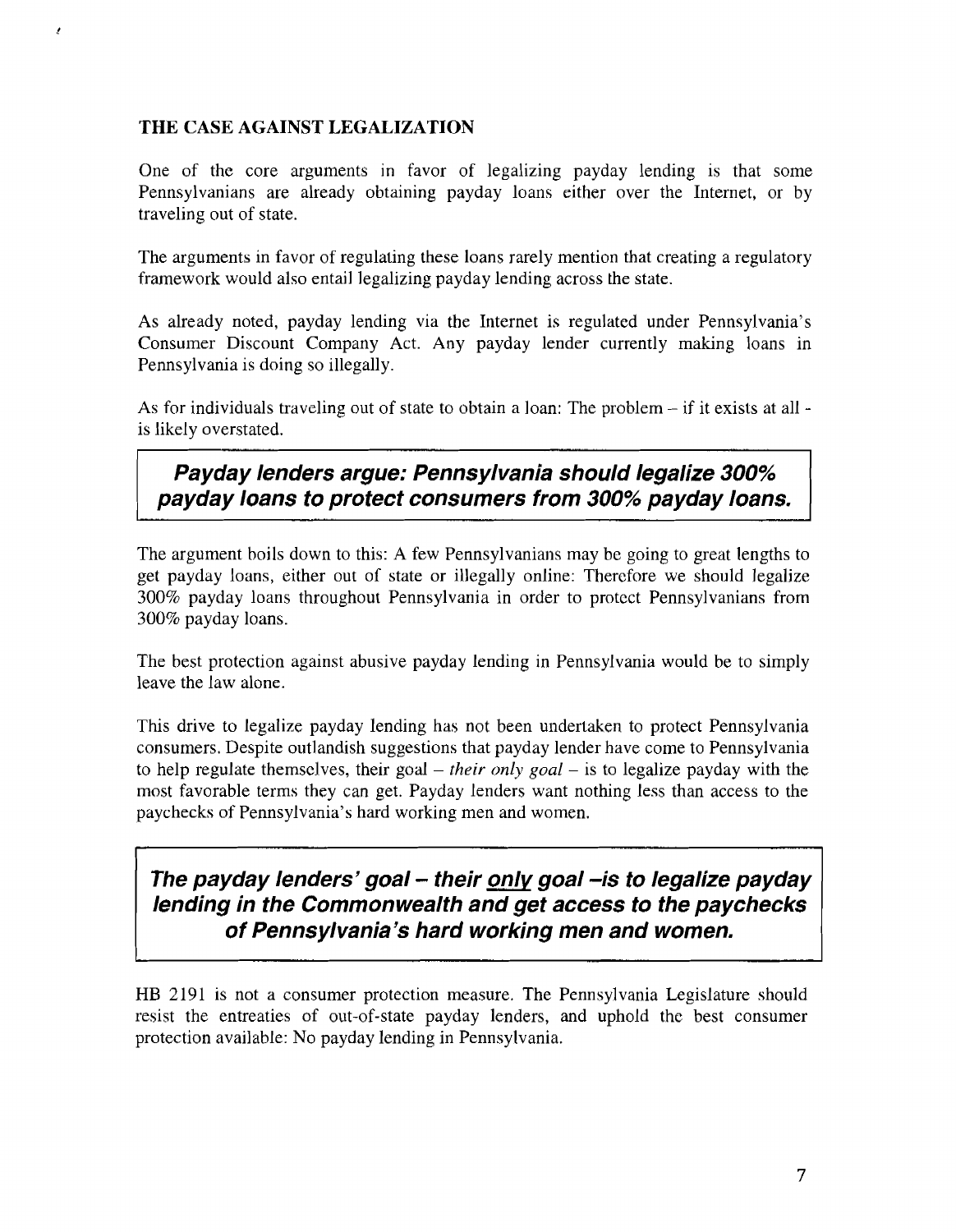## THE CASE AGAINST LEGALIZATION

One of the core arguments in favor of legalizing payday lending is that some Pennsylvanians are already obtaining payday loans either over the Internet, or by traveling out of state.

The arguments in favor of regulating these loans rarely mention that creating a regulatory framework would also entail legalizing payday lending across the state.

As already noted, payday lending via the Internet is regulated under Pennsylvania's Consumer Discount Company Act. Any payday lender currently making loans in Pennsylvania is doing so illegally.

As for individuals traveling out of state to obtain a loan: The problem – if it exists at all - is likely overstated.

> ***Payday lenders argue: Pennsylvania should legalize 300% payday loans to protect consumers from 300% payday loans.***

The argument boils down to this: A few Pennsylvanians may be going to great lengths to get payday loans, either out of state or illegally online: Therefore we should legalize 300% payday loans throughout Pennsylvania in order to protect Pennsylvanians from 300% payday loans.

The best protection against abusive payday lending in Pennsylvania would be to simply leave the law alone.

This drive to legalize payday lending has not been undertaken to protect Pennsylvania consumers. Despite outlandish suggestions that payday lender have come to Pennsylvania to help regulate themselves, their goal – *their only goal* – is to legalize payday with the most favorable terms they can get. Payday lenders want nothing less than access to the paychecks of Pennsylvania's hard working men and women.

> ***The payday lenders' goal – their <u>only</u> goal –is to legalize payday lending in the Commonwealth and get access to the paychecks of Pennsylvania's hard working men and women.***

HB 2191 is not a consumer protection measure. The Pennsylvania Legislature should resist the entreaties of out-of-state payday lenders, and uphold the best consumer protection available: No payday lending in Pennsylvania.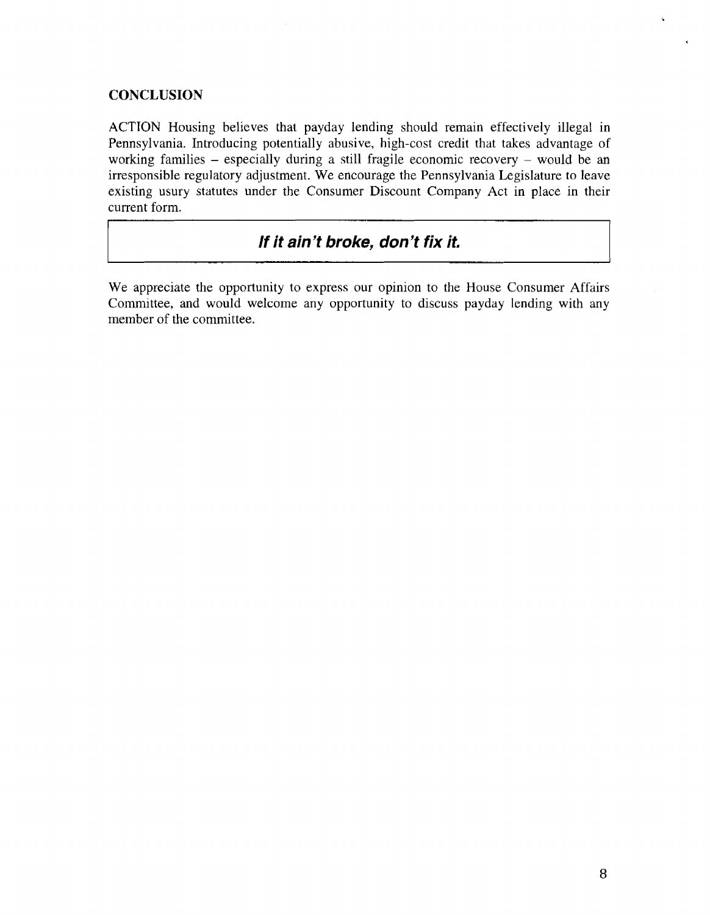## CONCLUSION

ACTION Housing believes that payday lending should remain effectively illegal in Pennsylvania. Introducing potentially abusive, high-cost credit that takes advantage of working families – especially during a still fragile economic recovery – would be an irresponsible regulatory adjustment. We encourage the Pennsylvania Legislature to leave existing usury statutes under the Consumer Discount Company Act in place in their current form.

***If it ain't broke, don't fix it.***

We appreciate the opportunity to express our opinion to the House Consumer Affairs Committee, and would welcome any opportunity to discuss payday lending with any member of the committee.